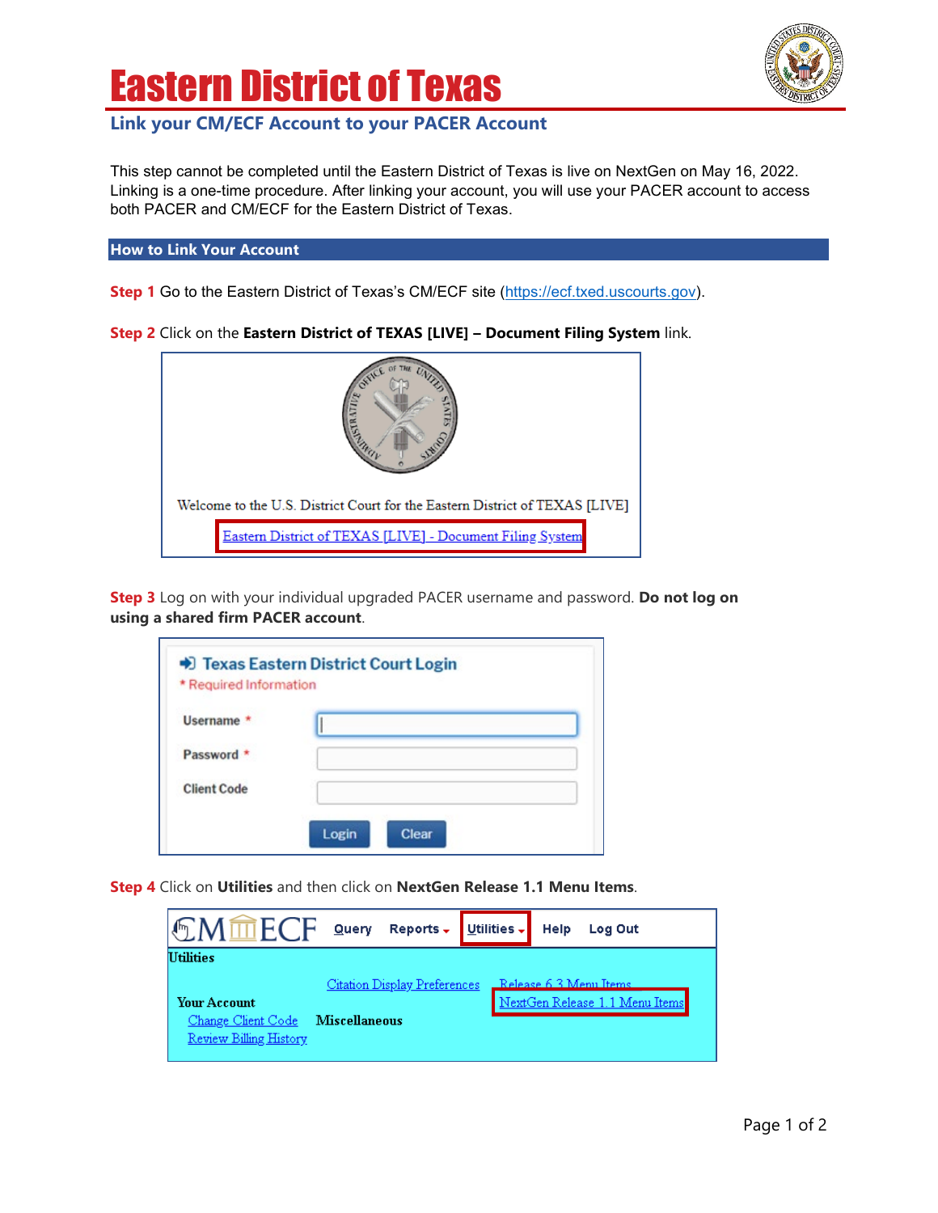# Eastern District of Texas

## Link your CM/ECF Account to your PACER Account

This step cannot be completed until the Eastern District of Texas is live on NextGen on May 16, 2022. Linking is a one-time procedure. After linking your account, you will use your PACER account to access both PACER and CM/ECF for the Eastern District of Texas.

### How to Link Your Account

**Step 1** Go to the Eastern District of Texas's CM/ECF site (https://ecf.txed.uscourts.gov).

**Step 2** Click on the **Eastern District of TEXAS [LIVE] – Document Filing System** link.

Welcome to the U.S. District Court for the Eastern District of TEXAS [LIVE]

Eastern District of TEXAS [LIVE] - Document Filing System

**Step 3** Log on with your individual upgraded PACER username and password. **Do not log on using a shared firm PACER account**.

Texas Eastern District Court Login

* Required Information

Username *

Password *

Client Code

Login Clear

**Step 4** Click on **Utilities** and then click on **NextGen Release 1.1 Menu Items**.

CM/ECF Query Reports Utilities Help Log Out

Utilities

Your Account
- Change Client Code
- Review Billing History

Miscellaneous

Citation Display Preferences

Release 6.3 Menu Items

NextGen Release 1.1 Menu Items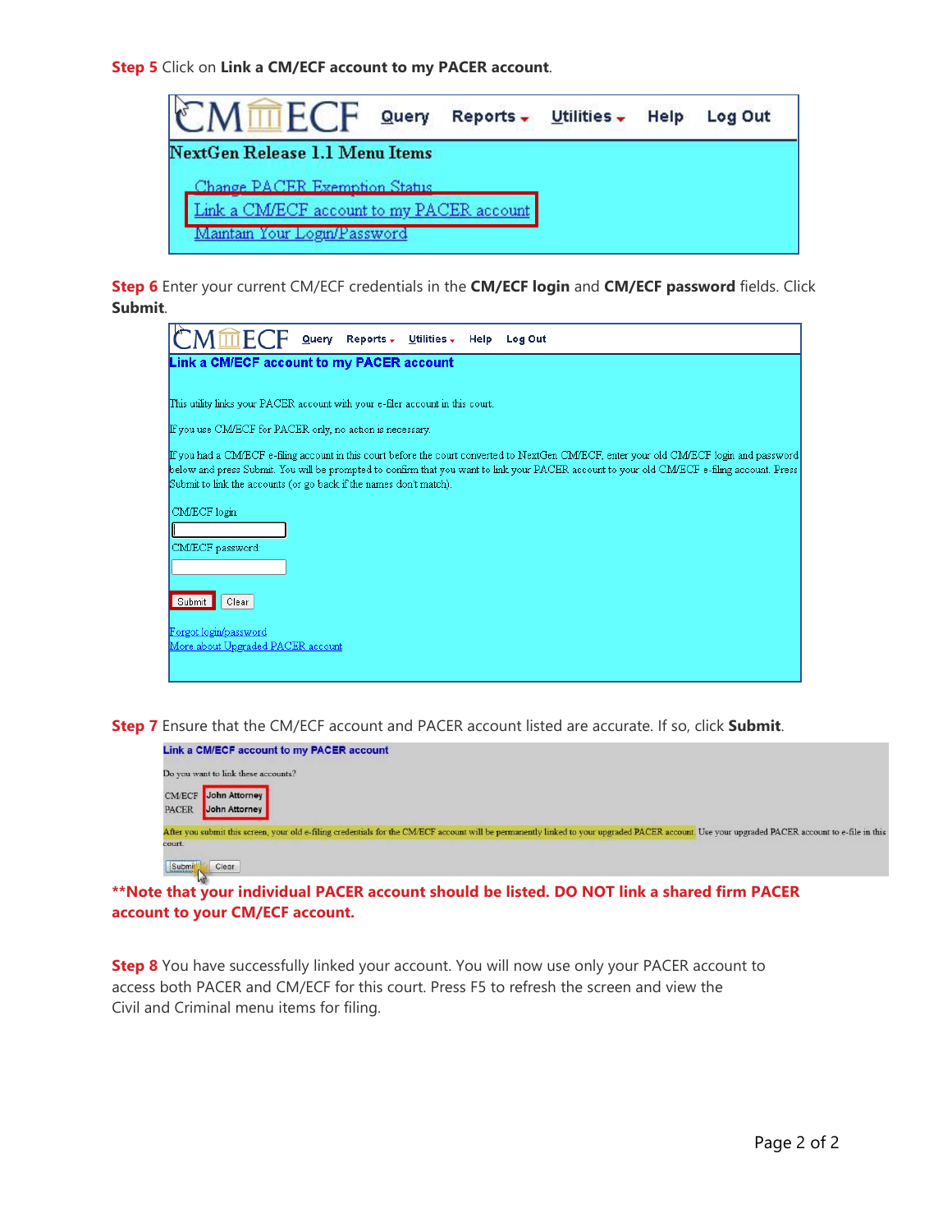**Step 5** Click on **Link a CM/ECF account to my PACER account**.

**Step 6** Enter your current CM/ECF credentials in the **CM/ECF login** and **CM/ECF password** fields. Click **Submit**.

**Step 7** Ensure that the CM/ECF account and PACER account listed are accurate. If so, click **Submit**.

****Note that your individual PACER account should be listed. DO NOT link a shared firm PACER account to your CM/ECF account.**

**Step 8** You have successfully linked your account. You will now use only your PACER account to access both PACER and CM/ECF for this court. Press F5 to refresh the screen and view the Civil and Criminal menu items for filing.